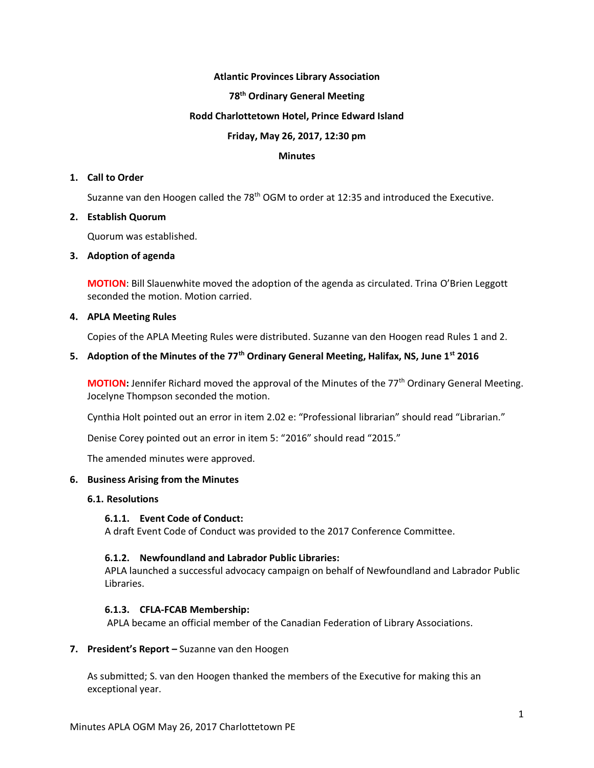**Atlantic Provinces Library Association**

**78th Ordinary General Meeting**

**Rodd Charlottetown Hotel, Prince Edward Island**

**Friday, May 26, 2017, 12:30 pm**

**Minutes**

## 1. Call to Order

Suzanne van den Hoogen called the 78th OGM to order at 12:35 and introduced the Executive.

## 2. Establish Quorum

Quorum was established.

## 3. Adoption of agenda

**MOTION**: Bill Slauenwhite moved the adoption of the agenda as circulated. Trina O'Brien Leggott seconded the motion. Motion carried.

## 4. APLA Meeting Rules

Copies of the APLA Meeting Rules were distributed. Suzanne van den Hoogen read Rules 1 and 2.

## 5. Adoption of the Minutes of the 77th Ordinary General Meeting, Halifax, NS, June 1st 2016

**MOTION:** Jennifer Richard moved the approval of the Minutes of the 77th Ordinary General Meeting. Jocelyne Thompson seconded the motion.

Cynthia Holt pointed out an error in item 2.02 e: "Professional librarian" should read "Librarian."

Denise Corey pointed out an error in item 5: "2016" should read "2015."

The amended minutes were approved.

## 6. Business Arising from the Minutes

### 6.1. Resolutions

#### 6.1.1. Event Code of Conduct:

A draft Event Code of Conduct was provided to the 2017 Conference Committee.

#### 6.1.2. Newfoundland and Labrador Public Libraries:

APLA launched a successful advocacy campaign on behalf of Newfoundland and Labrador Public Libraries.

#### 6.1.3. CFLA-FCAB Membership:

APLA became an official member of the Canadian Federation of Library Associations.

## 7. President's Report – Suzanne van den Hoogen

As submitted; S. van den Hoogen thanked the members of the Executive for making this an exceptional year.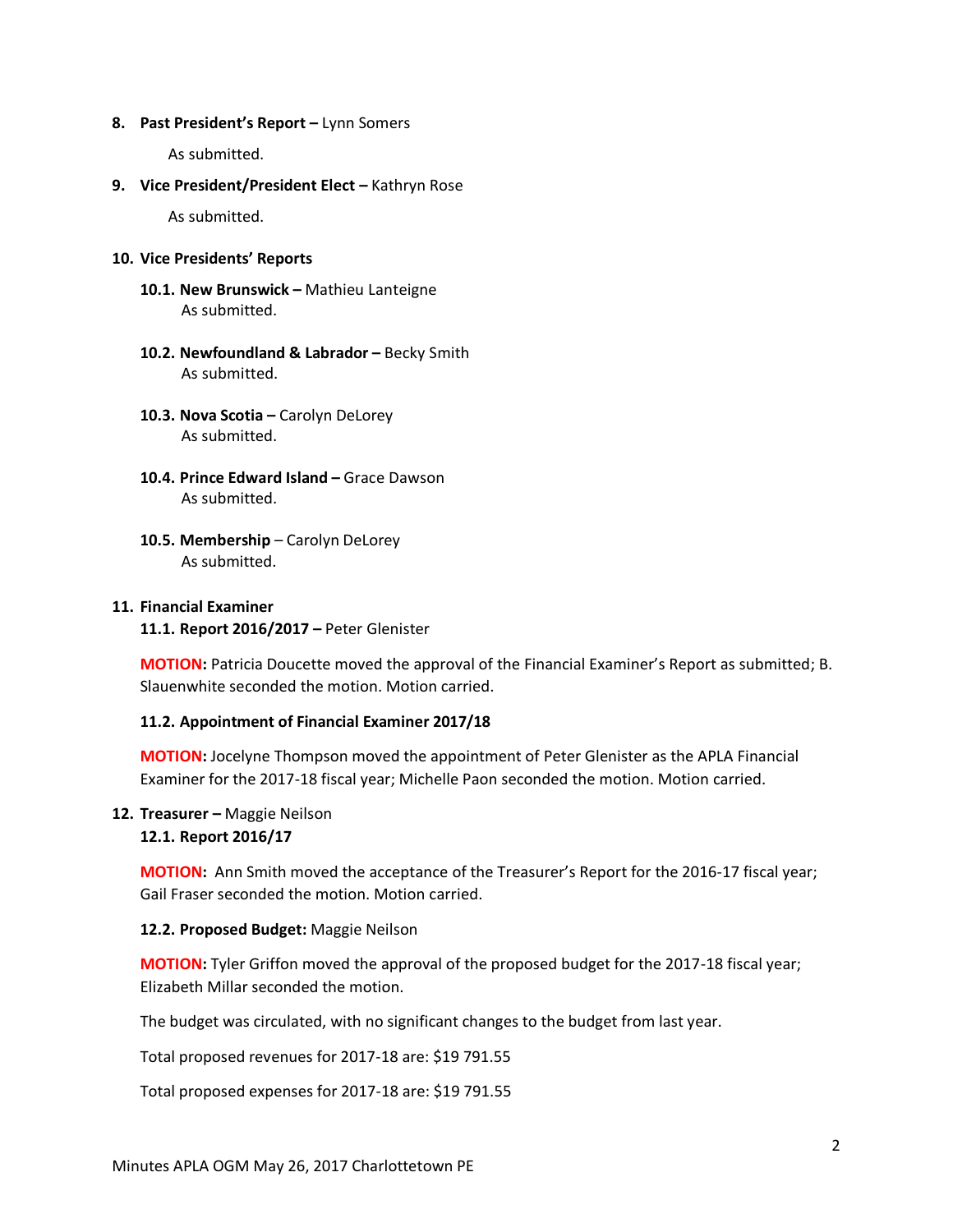**8. Past President's Report –** Lynn Somers

As submitted.

**9. Vice President/President Elect –** Kathryn Rose

As submitted.

**10. Vice Presidents' Reports**

**10.1. New Brunswick –** Mathieu Lanteigne
As submitted.

**10.2. Newfoundland & Labrador –** Becky Smith
As submitted.

**10.3. Nova Scotia –** Carolyn DeLorey
As submitted.

**10.4. Prince Edward Island –** Grace Dawson
As submitted.

**10.5. Membership** – Carolyn DeLorey
As submitted.

**11. Financial Examiner**

**11.1. Report 2016/2017 –** Peter Glenister

**MOTION:** Patricia Doucette moved the approval of the Financial Examiner's Report as submitted; B. Slauenwhite seconded the motion. Motion carried.

**11.2. Appointment of Financial Examiner 2017/18**

**MOTION:** Jocelyne Thompson moved the appointment of Peter Glenister as the APLA Financial Examiner for the 2017-18 fiscal year; Michelle Paon seconded the motion. Motion carried.

**12. Treasurer –** Maggie Neilson

**12.1. Report 2016/17**

**MOTION:** Ann Smith moved the acceptance of the Treasurer's Report for the 2016-17 fiscal year; Gail Fraser seconded the motion. Motion carried.

**12.2. Proposed Budget:** Maggie Neilson

**MOTION:** Tyler Griffon moved the approval of the proposed budget for the 2017-18 fiscal year; Elizabeth Millar seconded the motion.

The budget was circulated, with no significant changes to the budget from last year.

Total proposed revenues for 2017-18 are: $19 791.55

Total proposed expenses for 2017-18 are: $19 791.55

Minutes APLA OGM May 26, 2017 Charlottetown PE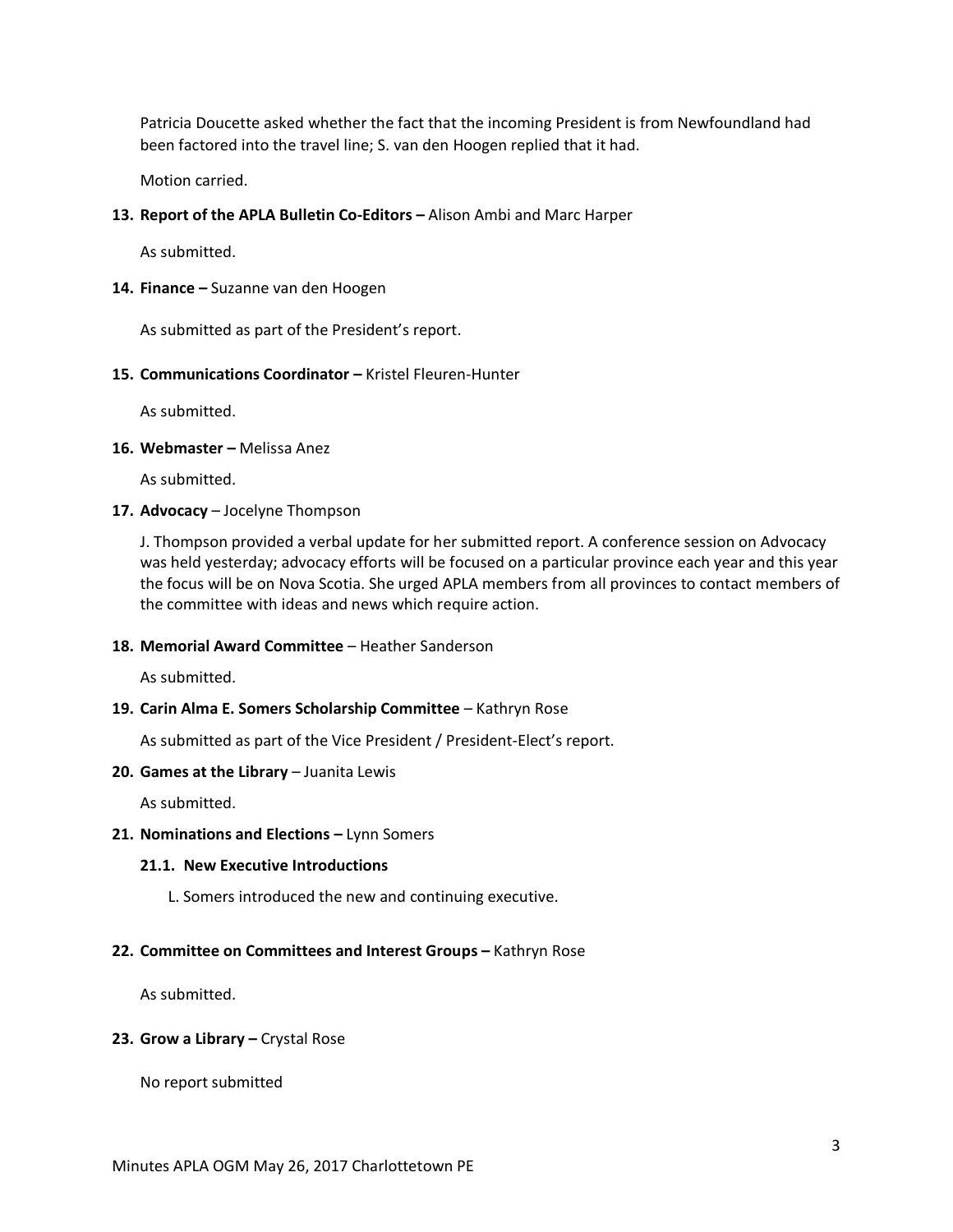Patricia Doucette asked whether the fact that the incoming President is from Newfoundland had been factored into the travel line; S. van den Hoogen replied that it had.

Motion carried.

**13. Report of the APLA Bulletin Co-Editors –** Alison Ambi and Marc Harper

As submitted.

**14. Finance –** Suzanne van den Hoogen

As submitted as part of the President's report.

**15. Communications Coordinator –** Kristel Fleuren-Hunter

As submitted.

**16. Webmaster –** Melissa Anez

As submitted.

**17. Advocacy** – Jocelyne Thompson

J. Thompson provided a verbal update for her submitted report. A conference session on Advocacy was held yesterday; advocacy efforts will be focused on a particular province each year and this year the focus will be on Nova Scotia. She urged APLA members from all provinces to contact members of the committee with ideas and news which require action.

**18. Memorial Award Committee** – Heather Sanderson

As submitted.

**19. Carin Alma E. Somers Scholarship Committee** – Kathryn Rose

As submitted as part of the Vice President / President-Elect's report.

**20. Games at the Library** – Juanita Lewis

As submitted.

**21. Nominations and Elections –** Lynn Somers

**21.1. New Executive Introductions**

L. Somers introduced the new and continuing executive.

**22. Committee on Committees and Interest Groups –** Kathryn Rose

As submitted.

**23. Grow a Library –** Crystal Rose

No report submitted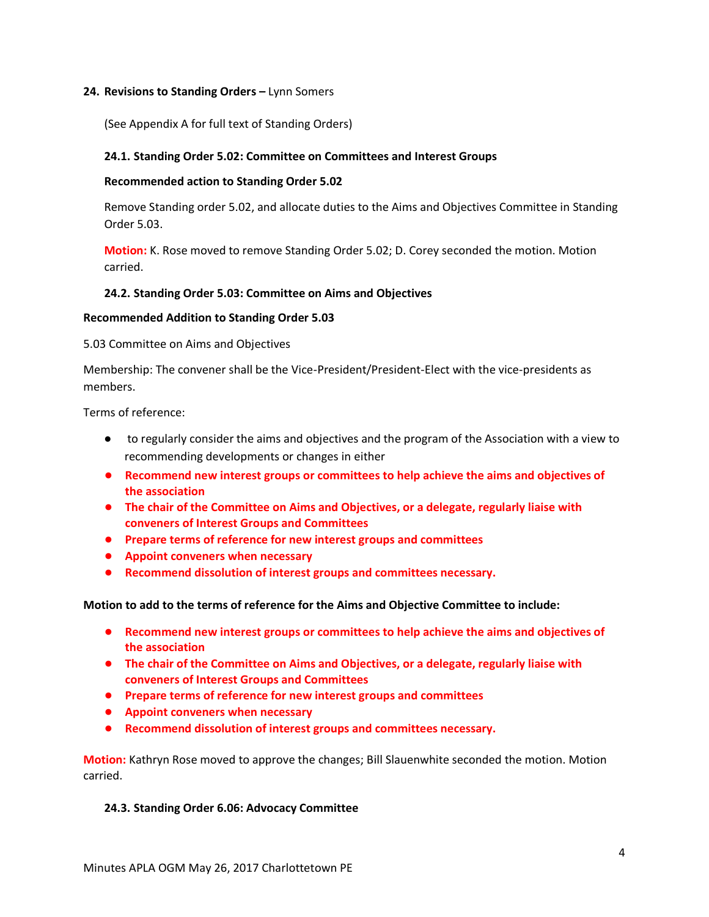## 24. Revisions to Standing Orders – Lynn Somers

(See Appendix A for full text of Standing Orders)

### 24.1. Standing Order 5.02: Committee on Committees and Interest Groups

**Recommended action to Standing Order 5.02**

Remove Standing order 5.02, and allocate duties to the Aims and Objectives Committee in Standing Order 5.03.

**Motion:** K. Rose moved to remove Standing Order 5.02; D. Corey seconded the motion. Motion carried.

### 24.2. Standing Order 5.03: Committee on Aims and Objectives

**Recommended Addition to Standing Order 5.03**

5.03 Committee on Aims and Objectives

Membership: The convener shall be the Vice-President/President-Elect with the vice-presidents as members.

Terms of reference:

- to regularly consider the aims and objectives and the program of the Association with a view to recommending developments or changes in either
- **Recommend new interest groups or committees to help achieve the aims and objectives of the association**
- **The chair of the Committee on Aims and Objectives, or a delegate, regularly liaise with conveners of Interest Groups and Committees**
- **Prepare terms of reference for new interest groups and committees**
- **Appoint conveners when necessary**
- **Recommend dissolution of interest groups and committees necessary.**

**Motion to add to the terms of reference for the Aims and Objective Committee to include:**

- **Recommend new interest groups or committees to help achieve the aims and objectives of the association**
- **The chair of the Committee on Aims and Objectives, or a delegate, regularly liaise with conveners of Interest Groups and Committees**
- **Prepare terms of reference for new interest groups and committees**
- **Appoint conveners when necessary**
- **Recommend dissolution of interest groups and committees necessary.**

**Motion:** Kathryn Rose moved to approve the changes; Bill Slauenwhite seconded the motion. Motion carried.

### 24.3. Standing Order 6.06: Advocacy Committee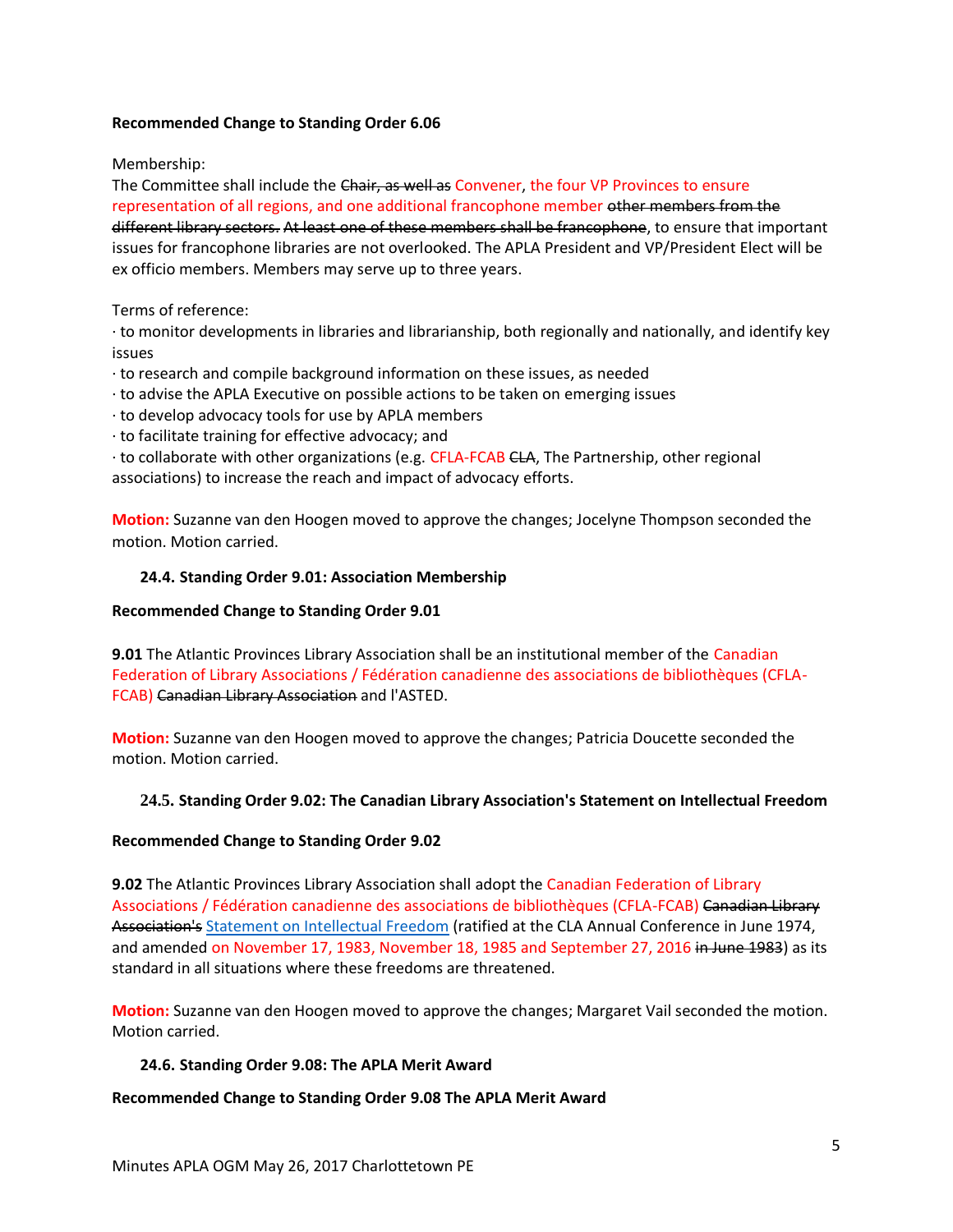**Recommended Change to Standing Order 6.06**

Membership:
The Committee shall include the ~~Chair, as well as~~ Convener, the four VP Provinces to ensure representation of all regions, and one additional francophone member ~~other members from the different library sectors. At least one of these members shall be francophone~~, to ensure that important issues for francophone libraries are not overlooked. The APLA President and VP/President Elect will be ex officio members. Members may serve up to three years.

Terms of reference:
· to monitor developments in libraries and librarianship, both regionally and nationally, and identify key issues
· to research and compile background information on these issues, as needed
· to advise the APLA Executive on possible actions to be taken on emerging issues
· to develop advocacy tools for use by APLA members
· to facilitate training for effective advocacy; and
· to collaborate with other organizations (e.g. CFLA-FCAB ~~CLA~~, The Partnership, other regional associations) to increase the reach and impact of advocacy efforts.

**Motion:** Suzanne van den Hoogen moved to approve the changes; Jocelyne Thompson seconded the motion. Motion carried.

### 24.4. Standing Order 9.01: Association Membership

**Recommended Change to Standing Order 9.01**

**9.01** The Atlantic Provinces Library Association shall be an institutional member of the Canadian Federation of Library Associations / Fédération canadienne des associations de bibliothèques (CFLA-FCAB) ~~Canadian Library Association~~ and l'ASTED.

**Motion:** Suzanne van den Hoogen moved to approve the changes; Patricia Doucette seconded the motion. Motion carried.

### 24.5. Standing Order 9.02: The Canadian Library Association's Statement on Intellectual Freedom

**Recommended Change to Standing Order 9.02**

**9.02** The Atlantic Provinces Library Association shall adopt the Canadian Federation of Library Associations / Fédération canadienne des associations de bibliothèques (CFLA-FCAB) ~~Canadian Library Association's~~ Statement on Intellectual Freedom (ratified at the CLA Annual Conference in June 1974, and amended on November 17, 1983, November 18, 1985 and September 27, 2016 ~~in June 1983~~) as its standard in all situations where these freedoms are threatened.

**Motion:** Suzanne van den Hoogen moved to approve the changes; Margaret Vail seconded the motion. Motion carried.

### 24.6. Standing Order 9.08: The APLA Merit Award

**Recommended Change to Standing Order 9.08 The APLA Merit Award**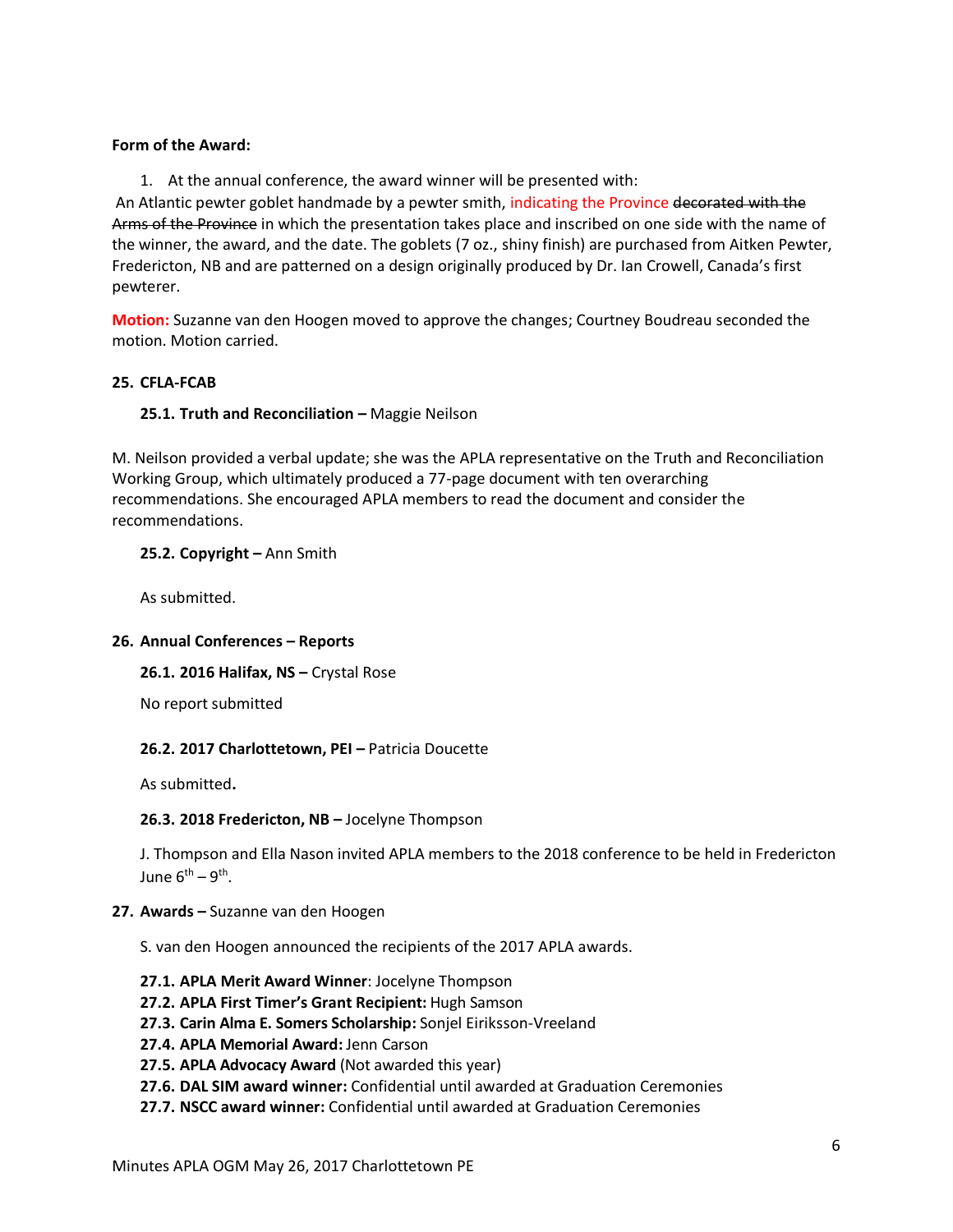**Form of the Award:**

1. At the annual conference, the award winner will be presented with:

An Atlantic pewter goblet handmade by a pewter smith, indicating the Province ~~decorated with the Arms of the Province~~ in which the presentation takes place and inscribed on one side with the name of the winner, the award, and the date. The goblets (7 oz., shiny finish) are purchased from Aitken Pewter, Fredericton, NB and are patterned on a design originally produced by Dr. Ian Crowell, Canada's first pewterer.

**Motion:** Suzanne van den Hoogen moved to approve the changes; Courtney Boudreau seconded the motion. Motion carried.

**25. CFLA-FCAB**

**25.1. Truth and Reconciliation –** Maggie Neilson

M. Neilson provided a verbal update; she was the APLA representative on the Truth and Reconciliation Working Group, which ultimately produced a 77-page document with ten overarching recommendations. She encouraged APLA members to read the document and consider the recommendations.

**25.2. Copyright –** Ann Smith

As submitted.

**26. Annual Conferences – Reports**

**26.1. 2016 Halifax, NS –** Crystal Rose

No report submitted

**26.2. 2017 Charlottetown, PEI –** Patricia Doucette

As submitted**.**

**26.3. 2018 Fredericton, NB –** Jocelyne Thompson

J. Thompson and Ella Nason invited APLA members to the 2018 conference to be held in Fredericton June 6th – 9th.

**27. Awards –** Suzanne van den Hoogen

S. van den Hoogen announced the recipients of the 2017 APLA awards.

**27.1. APLA Merit Award Winner**: Jocelyne Thompson
**27.2. APLA First Timer's Grant Recipient:** Hugh Samson
**27.3. Carin Alma E. Somers Scholarship:** Sonjel Eiriksson-Vreeland
**27.4. APLA Memorial Award:** Jenn Carson
**27.5. APLA Advocacy Award** (Not awarded this year)
**27.6. DAL SIM award winner:** Confidential until awarded at Graduation Ceremonies
**27.7. NSCC award winner:** Confidential until awarded at Graduation Ceremonies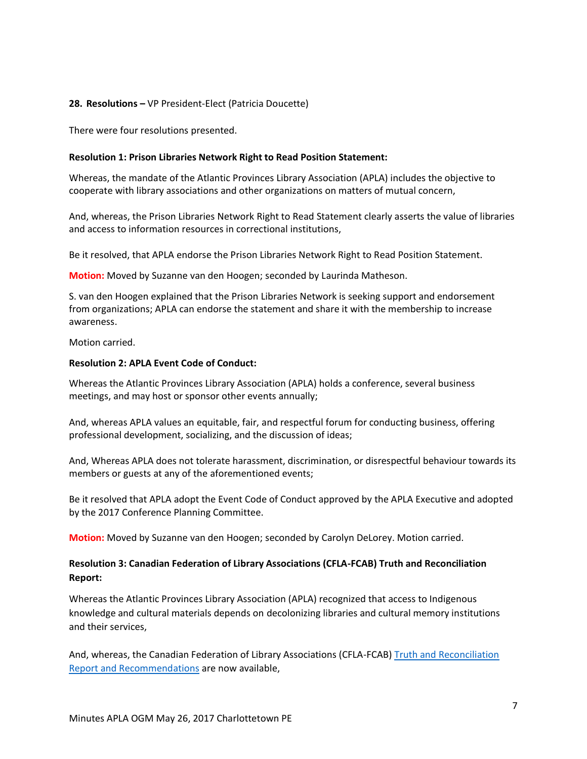**28. Resolutions –** VP President-Elect (Patricia Doucette)

There were four resolutions presented.

**Resolution 1: Prison Libraries Network Right to Read Position Statement:**

Whereas, the mandate of the Atlantic Provinces Library Association (APLA) includes the objective to cooperate with library associations and other organizations on matters of mutual concern,

And, whereas, the Prison Libraries Network Right to Read Statement clearly asserts the value of libraries and access to information resources in correctional institutions,

Be it resolved, that APLA endorse the Prison Libraries Network Right to Read Position Statement.

**Motion:** Moved by Suzanne van den Hoogen; seconded by Laurinda Matheson.

S. van den Hoogen explained that the Prison Libraries Network is seeking support and endorsement from organizations; APLA can endorse the statement and share it with the membership to increase awareness.

Motion carried.

**Resolution 2: APLA Event Code of Conduct:**

Whereas the Atlantic Provinces Library Association (APLA) holds a conference, several business meetings, and may host or sponsor other events annually;

And, whereas APLA values an equitable, fair, and respectful forum for conducting business, offering professional development, socializing, and the discussion of ideas;

And, Whereas APLA does not tolerate harassment, discrimination, or disrespectful behaviour towards its members or guests at any of the aforementioned events;

Be it resolved that APLA adopt the Event Code of Conduct approved by the APLA Executive and adopted by the 2017 Conference Planning Committee.

**Motion:** Moved by Suzanne van den Hoogen; seconded by Carolyn DeLorey. Motion carried.

**Resolution 3: Canadian Federation of Library Associations (CFLA-FCAB) Truth and Reconciliation Report:**

Whereas the Atlantic Provinces Library Association (APLA) recognized that access to Indigenous knowledge and cultural materials depends on decolonizing libraries and cultural memory institutions and their services,

And, whereas, the Canadian Federation of Library Associations (CFLA-FCAB) Truth and Reconciliation Report and Recommendations are now available,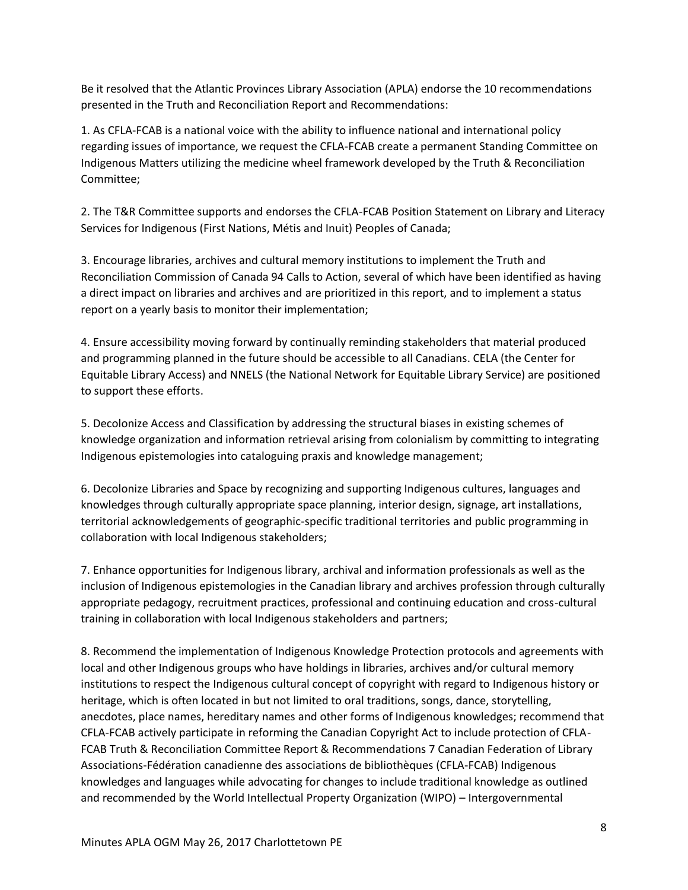Be it resolved that the Atlantic Provinces Library Association (APLA) endorse the 10 recommendations presented in the Truth and Reconciliation Report and Recommendations:

1. As CFLA-FCAB is a national voice with the ability to influence national and international policy regarding issues of importance, we request the CFLA-FCAB create a permanent Standing Committee on Indigenous Matters utilizing the medicine wheel framework developed by the Truth & Reconciliation Committee;

2. The T&R Committee supports and endorses the CFLA-FCAB Position Statement on Library and Literacy Services for Indigenous (First Nations, Métis and Inuit) Peoples of Canada;

3. Encourage libraries, archives and cultural memory institutions to implement the Truth and Reconciliation Commission of Canada 94 Calls to Action, several of which have been identified as having a direct impact on libraries and archives and are prioritized in this report, and to implement a status report on a yearly basis to monitor their implementation;

4. Ensure accessibility moving forward by continually reminding stakeholders that material produced and programming planned in the future should be accessible to all Canadians. CELA (the Center for Equitable Library Access) and NNELS (the National Network for Equitable Library Service) are positioned to support these efforts.

5. Decolonize Access and Classification by addressing the structural biases in existing schemes of knowledge organization and information retrieval arising from colonialism by committing to integrating Indigenous epistemologies into cataloguing praxis and knowledge management;

6. Decolonize Libraries and Space by recognizing and supporting Indigenous cultures, languages and knowledges through culturally appropriate space planning, interior design, signage, art installations, territorial acknowledgements of geographic-specific traditional territories and public programming in collaboration with local Indigenous stakeholders;

7. Enhance opportunities for Indigenous library, archival and information professionals as well as the inclusion of Indigenous epistemologies in the Canadian library and archives profession through culturally appropriate pedagogy, recruitment practices, professional and continuing education and cross-cultural training in collaboration with local Indigenous stakeholders and partners;

8. Recommend the implementation of Indigenous Knowledge Protection protocols and agreements with local and other Indigenous groups who have holdings in libraries, archives and/or cultural memory institutions to respect the Indigenous cultural concept of copyright with regard to Indigenous history or heritage, which is often located in but not limited to oral traditions, songs, dance, storytelling, anecdotes, place names, hereditary names and other forms of Indigenous knowledges; recommend that CFLA-FCAB actively participate in reforming the Canadian Copyright Act to include protection of CFLA-FCAB Truth & Reconciliation Committee Report & Recommendations 7 Canadian Federation of Library Associations-Fédération canadienne des associations de bibliothèques (CFLA-FCAB) Indigenous knowledges and languages while advocating for changes to include traditional knowledge as outlined and recommended by the World Intellectual Property Organization (WIPO) – Intergovernmental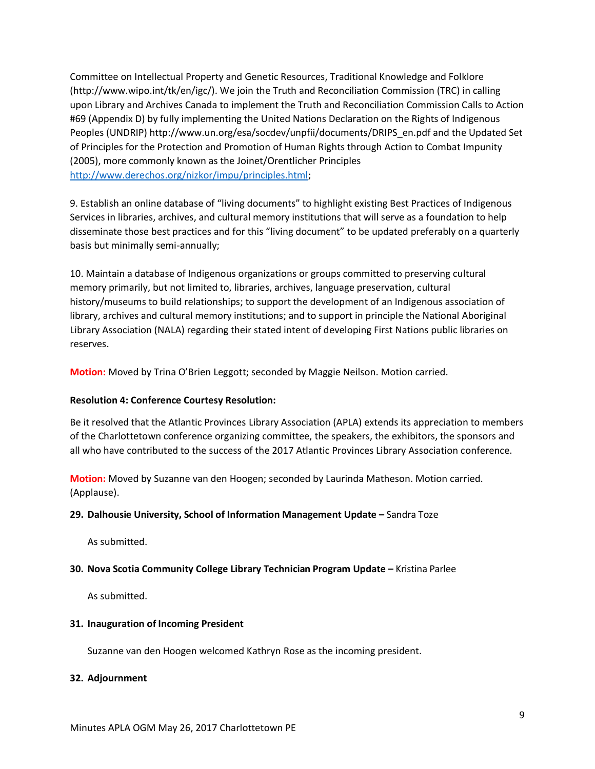Committee on Intellectual Property and Genetic Resources, Traditional Knowledge and Folklore (http://www.wipo.int/tk/en/igc/). We join the Truth and Reconciliation Commission (TRC) in calling upon Library and Archives Canada to implement the Truth and Reconciliation Commission Calls to Action #69 (Appendix D) by fully implementing the United Nations Declaration on the Rights of Indigenous Peoples (UNDRIP) http://www.un.org/esa/socdev/unpfii/documents/DRIPS_en.pdf and the Updated Set of Principles for the Protection and Promotion of Human Rights through Action to Combat Impunity (2005), more commonly known as the Joinet/Orentlicher Principles http://www.derechos.org/nizkor/impu/principles.html;

9. Establish an online database of "living documents" to highlight existing Best Practices of Indigenous Services in libraries, archives, and cultural memory institutions that will serve as a foundation to help disseminate those best practices and for this "living document" to be updated preferably on a quarterly basis but minimally semi-annually;

10. Maintain a database of Indigenous organizations or groups committed to preserving cultural memory primarily, but not limited to, libraries, archives, language preservation, cultural history/museums to build relationships; to support the development of an Indigenous association of library, archives and cultural memory institutions; and to support in principle the National Aboriginal Library Association (NALA) regarding their stated intent of developing First Nations public libraries on reserves.

**Motion:** Moved by Trina O'Brien Leggott; seconded by Maggie Neilson. Motion carried.

**Resolution 4: Conference Courtesy Resolution:**

Be it resolved that the Atlantic Provinces Library Association (APLA) extends its appreciation to members of the Charlottetown conference organizing committee, the speakers, the exhibitors, the sponsors and all who have contributed to the success of the 2017 Atlantic Provinces Library Association conference.

**Motion:** Moved by Suzanne van den Hoogen; seconded by Laurinda Matheson. Motion carried. (Applause).

**29. Dalhousie University, School of Information Management Update –** Sandra Toze

As submitted.

**30. Nova Scotia Community College Library Technician Program Update –** Kristina Parlee

As submitted.

**31. Inauguration of Incoming President**

Suzanne van den Hoogen welcomed Kathryn Rose as the incoming president.

**32. Adjournment**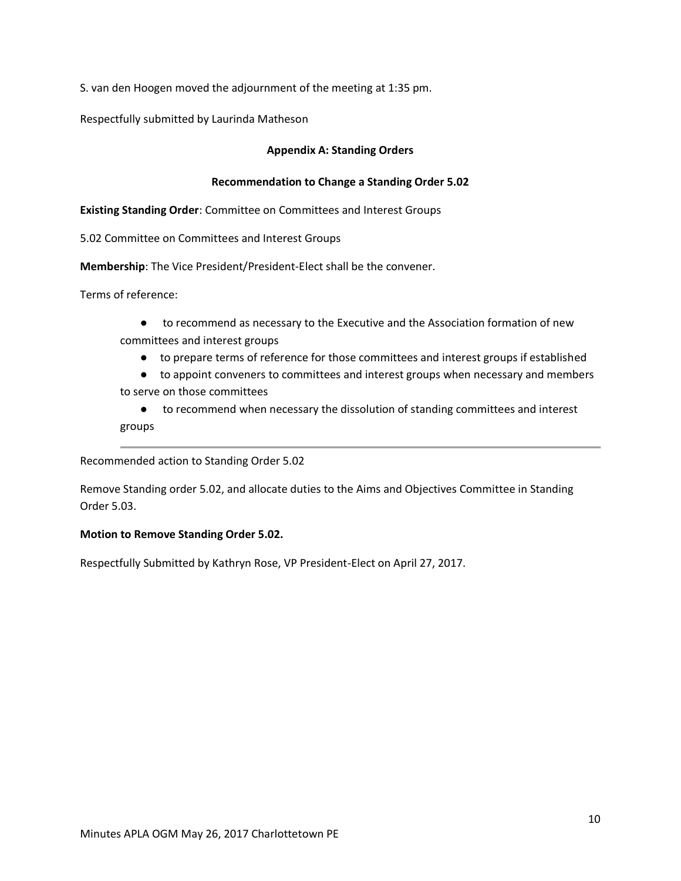S. van den Hoogen moved the adjournment of the meeting at 1:35 pm.

Respectfully submitted by Laurinda Matheson

### Appendix A: Standing Orders

### Recommendation to Change a Standing Order 5.02

**Existing Standing Order**: Committee on Committees and Interest Groups

5.02 Committee on Committees and Interest Groups

**Membership**: The Vice President/President-Elect shall be the convener.

Terms of reference:

- to recommend as necessary to the Executive and the Association formation of new committees and interest groups
- to prepare terms of reference for those committees and interest groups if established
- to appoint conveners to committees and interest groups when necessary and members to serve on those committees
- to recommend when necessary the dissolution of standing committees and interest groups

---

Recommended action to Standing Order 5.02

Remove Standing order 5.02, and allocate duties to the Aims and Objectives Committee in Standing Order 5.03.

**Motion to Remove Standing Order 5.02.**

Respectfully Submitted by Kathryn Rose, VP President-Elect on April 27, 2017.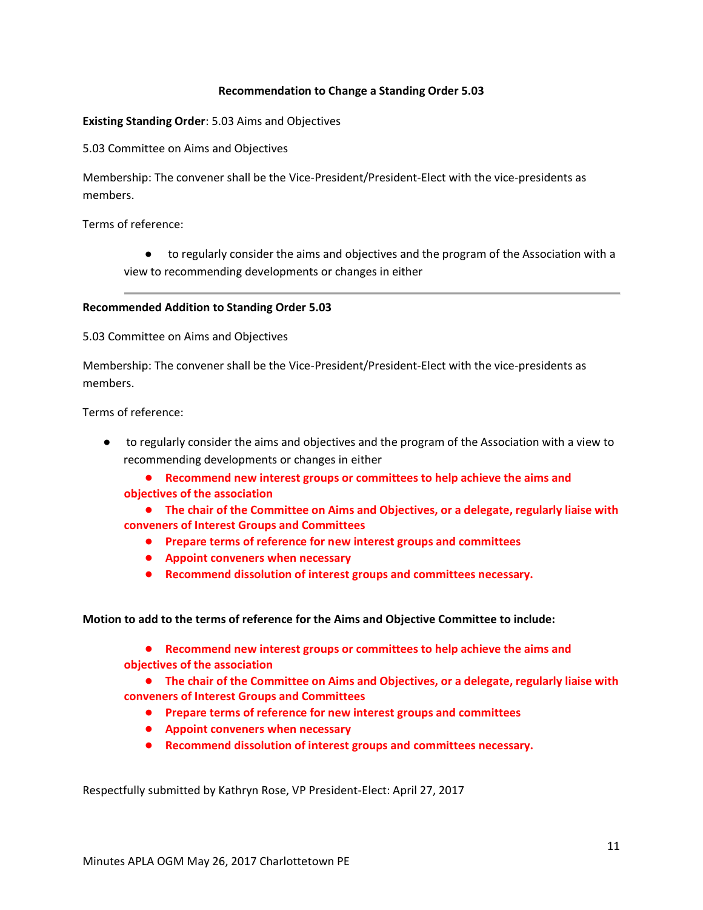**Recommendation to Change a Standing Order 5.03**

**Existing Standing Order**: 5.03 Aims and Objectives

5.03 Committee on Aims and Objectives

Membership: The convener shall be the Vice-President/President-Elect with the vice-presidents as members.

Terms of reference:

- to regularly consider the aims and objectives and the program of the Association with a view to recommending developments or changes in either

---

**Recommended Addition to Standing Order 5.03**

5.03 Committee on Aims and Objectives

Membership: The convener shall be the Vice-President/President-Elect with the vice-presidents as members.

Terms of reference:

- to regularly consider the aims and objectives and the program of the Association with a view to recommending developments or changes in either
  - **Recommend new interest groups or committees to help achieve the aims and objectives of the association**
  - **The chair of the Committee on Aims and Objectives, or a delegate, regularly liaise with conveners of Interest Groups and Committees**
  - **Prepare terms of reference for new interest groups and committees**
  - **Appoint conveners when necessary**
  - **Recommend dissolution of interest groups and committees necessary.**

**Motion to add to the terms of reference for the Aims and Objective Committee to include:**

- **Recommend new interest groups or committees to help achieve the aims and objectives of the association**
- **The chair of the Committee on Aims and Objectives, or a delegate, regularly liaise with conveners of Interest Groups and Committees**
- **Prepare terms of reference for new interest groups and committees**
- **Appoint conveners when necessary**
- **Recommend dissolution of interest groups and committees necessary.**

Respectfully submitted by Kathryn Rose, VP President-Elect: April 27, 2017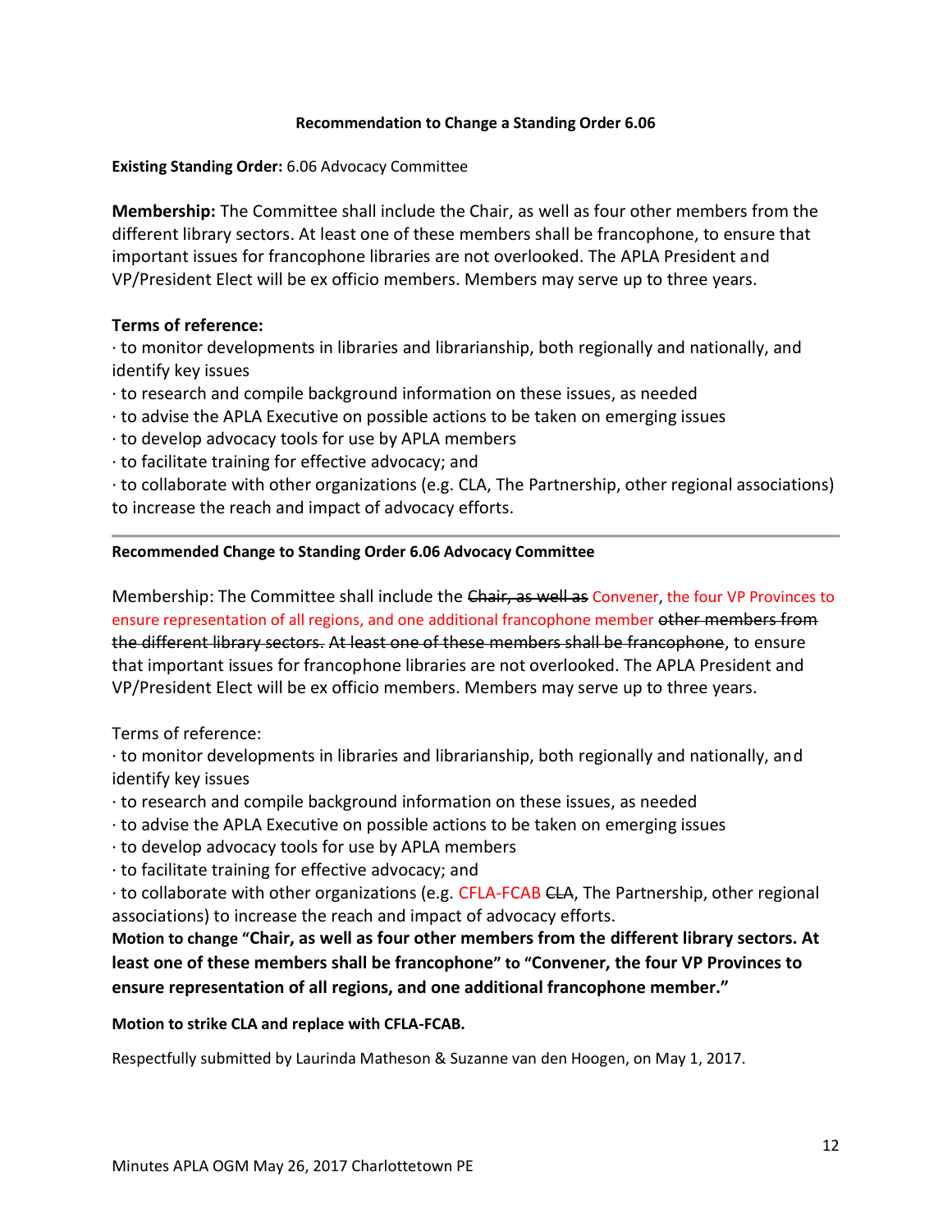**Recommendation to Change a Standing Order 6.06**

**Existing Standing Order:** 6.06 Advocacy Committee

**Membership:** The Committee shall include the Chair, as well as four other members from the different library sectors. At least one of these members shall be francophone, to ensure that important issues for francophone libraries are not overlooked. The APLA President and VP/President Elect will be ex officio members. Members may serve up to three years.

**Terms of reference:**

· to monitor developments in libraries and librarianship, both regionally and nationally, and identify key issues
· to research and compile background information on these issues, as needed
· to advise the APLA Executive on possible actions to be taken on emerging issues
· to develop advocacy tools for use by APLA members
· to facilitate training for effective advocacy; and
· to collaborate with other organizations (e.g. CLA, The Partnership, other regional associations) to increase the reach and impact of advocacy efforts.

---

**Recommended Change to Standing Order 6.06 Advocacy Committee**

Membership: The Committee shall include the ~~Chair, as well as~~ Convener, the four VP Provinces to ensure representation of all regions, and one additional francophone member ~~other members from the different library sectors. At least one of these members shall be francophone~~, to ensure that important issues for francophone libraries are not overlooked. The APLA President and VP/President Elect will be ex officio members. Members may serve up to three years.

Terms of reference:

· to monitor developments in libraries and librarianship, both regionally and nationally, and identify key issues
· to research and compile background information on these issues, as needed
· to advise the APLA Executive on possible actions to be taken on emerging issues
· to develop advocacy tools for use by APLA members
· to facilitate training for effective advocacy; and
· to collaborate with other organizations (e.g. CFLA-FCAB ~~CLA~~, The Partnership, other regional associations) to increase the reach and impact of advocacy efforts.

**Motion to change "Chair, as well as four other members from the different library sectors. At least one of these members shall be francophone" to "Convener, the four VP Provinces to ensure representation of all regions, and one additional francophone member."**

**Motion to strike CLA and replace with CFLA-FCAB.**

Respectfully submitted by Laurinda Matheson & Suzanne van den Hoogen, on May 1, 2017.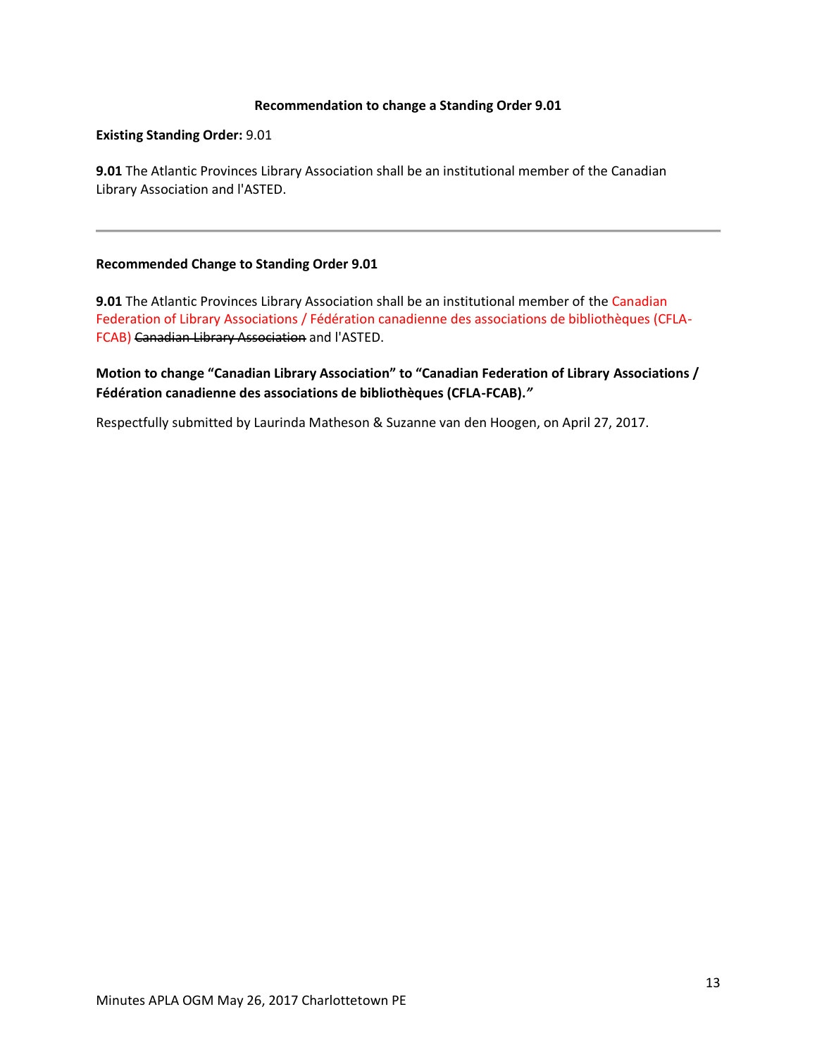**Recommendation to change a Standing Order 9.01**

**Existing Standing Order:** 9.01

**9.01** The Atlantic Provinces Library Association shall be an institutional member of the Canadian Library Association and l'ASTED.

---

**Recommended Change to Standing Order 9.01**

**9.01** The Atlantic Provinces Library Association shall be an institutional member of the Canadian Federation of Library Associations / Fédération canadienne des associations de bibliothèques (CFLA-FCAB) ~~Canadian Library Association~~ and l'ASTED.

**Motion to change "Canadian Library Association" to "Canadian Federation of Library Associations / Fédération canadienne des associations de bibliothèques (CFLA-FCAB)."**

Respectfully submitted by Laurinda Matheson & Suzanne van den Hoogen, on April 27, 2017.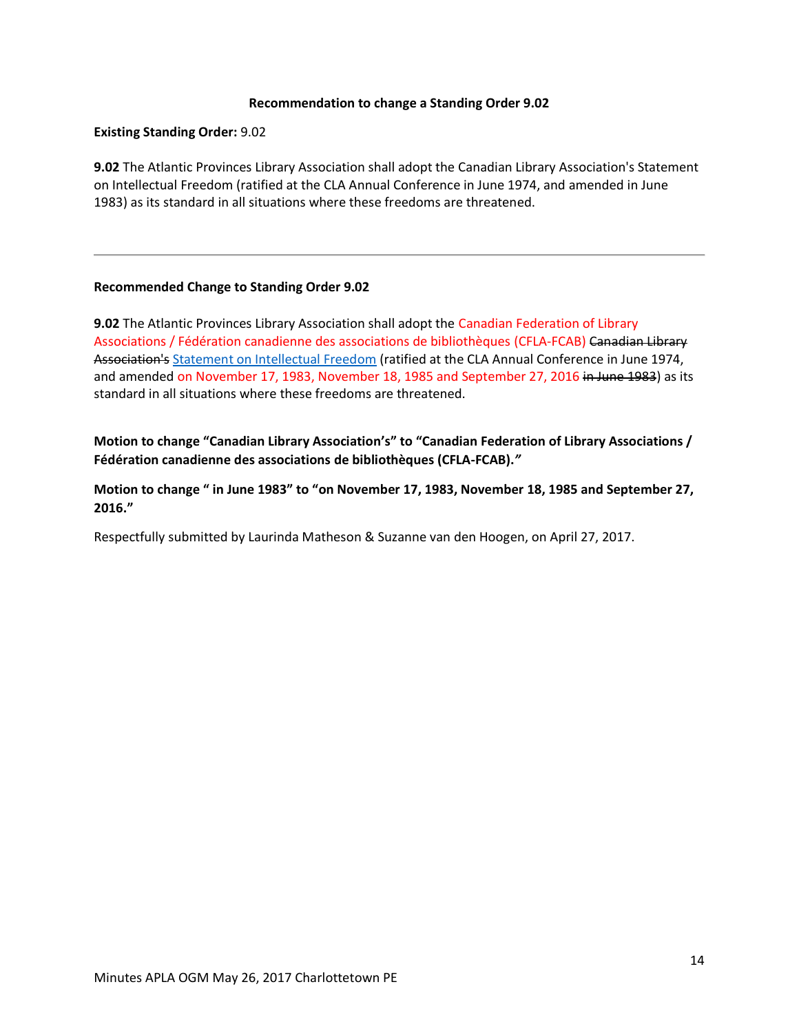**Recommendation to change a Standing Order 9.02**

**Existing Standing Order:** 9.02

**9.02** The Atlantic Provinces Library Association shall adopt the Canadian Library Association's Statement on Intellectual Freedom (ratified at the CLA Annual Conference in June 1974, and amended in June 1983) as its standard in all situations where these freedoms are threatened.

---

**Recommended Change to Standing Order 9.02**

**9.02** The Atlantic Provinces Library Association shall adopt the Canadian Federation of Library Associations / Fédération canadienne des associations de bibliothèques (CFLA-FCAB) ~~Canadian Library Association's~~ Statement on Intellectual Freedom (ratified at the CLA Annual Conference in June 1974, and amended on November 17, 1983, November 18, 1985 and September 27, 2016 ~~in June 1983~~) as its standard in all situations where these freedoms are threatened.

**Motion to change "Canadian Library Association's" to "Canadian Federation of Library Associations / Fédération canadienne des associations de bibliothèques (CFLA-FCAB)."**

**Motion to change " in June 1983" to "on November 17, 1983, November 18, 1985 and September 27, 2016."**

Respectfully submitted by Laurinda Matheson & Suzanne van den Hoogen, on April 27, 2017.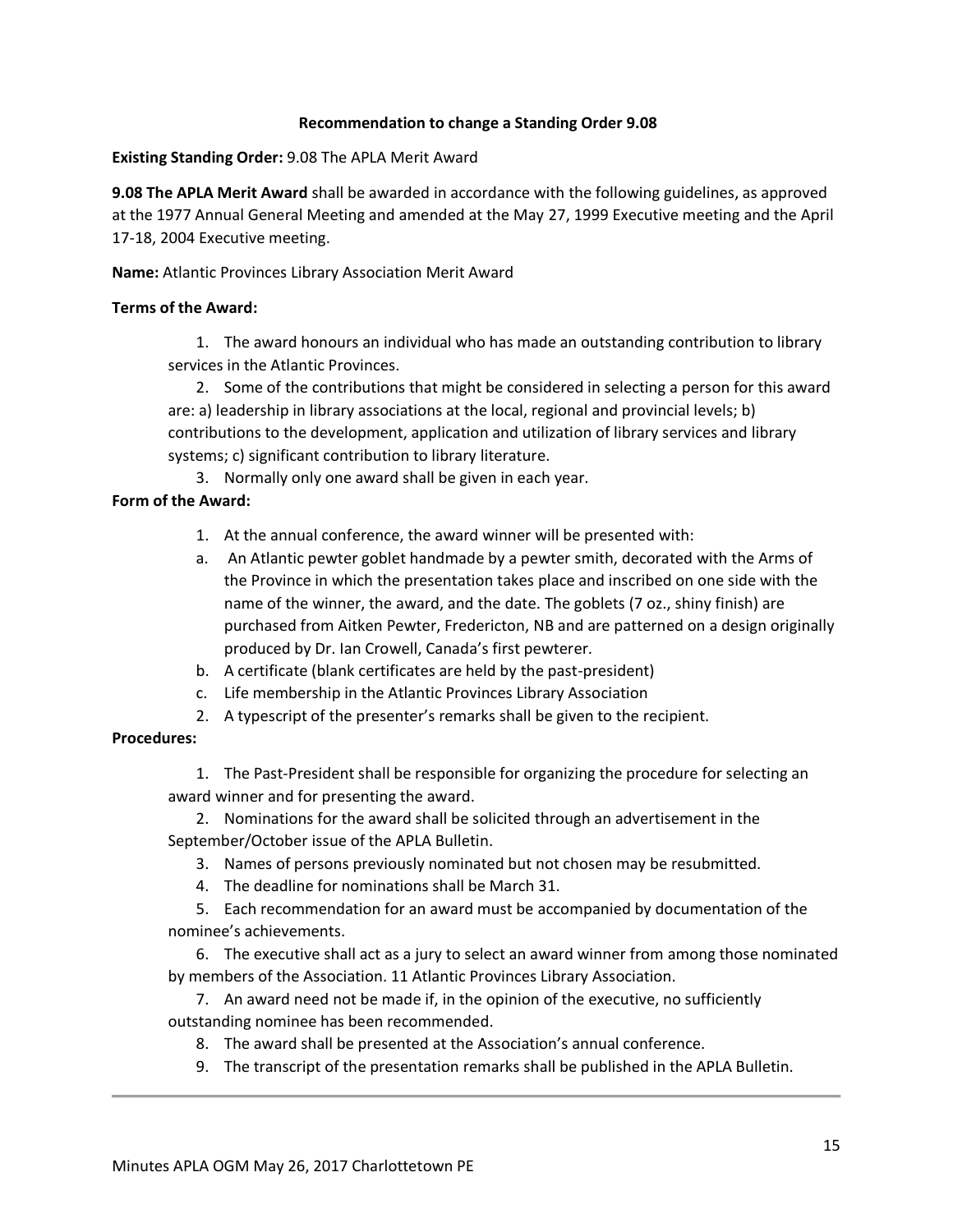**Recommendation to change a Standing Order 9.08**

**Existing Standing Order:** 9.08 The APLA Merit Award

**9.08 The APLA Merit Award** shall be awarded in accordance with the following guidelines, as approved at the 1977 Annual General Meeting and amended at the May 27, 1999 Executive meeting and the April 17-18, 2004 Executive meeting.

**Name:** Atlantic Provinces Library Association Merit Award

**Terms of the Award:**

1. The award honours an individual who has made an outstanding contribution to library services in the Atlantic Provinces.
2. Some of the contributions that might be considered in selecting a person for this award are: a) leadership in library associations at the local, regional and provincial levels; b) contributions to the development, application and utilization of library services and library systems; c) significant contribution to library literature.
3. Normally only one award shall be given in each year.

**Form of the Award:**

1. At the annual conference, the award winner will be presented with:
   a. An Atlantic pewter goblet handmade by a pewter smith, decorated with the Arms of the Province in which the presentation takes place and inscribed on one side with the name of the winner, the award, and the date. The goblets (7 oz., shiny finish) are purchased from Aitken Pewter, Fredericton, NB and are patterned on a design originally produced by Dr. Ian Crowell, Canada's first pewterer.
   b. A certificate (blank certificates are held by the past-president)
   c. Life membership in the Atlantic Provinces Library Association
2. A typescript of the presenter's remarks shall be given to the recipient.

**Procedures:**

1. The Past-President shall be responsible for organizing the procedure for selecting an award winner and for presenting the award.
2. Nominations for the award shall be solicited through an advertisement in the September/October issue of the APLA Bulletin.
3. Names of persons previously nominated but not chosen may be resubmitted.
4. The deadline for nominations shall be March 31.
5. Each recommendation for an award must be accompanied by documentation of the nominee's achievements.
6. The executive shall act as a jury to select an award winner from among those nominated by members of the Association. 11 Atlantic Provinces Library Association.
7. An award need not be made if, in the opinion of the executive, no sufficiently outstanding nominee has been recommended.
8. The award shall be presented at the Association's annual conference.
9. The transcript of the presentation remarks shall be published in the APLA Bulletin.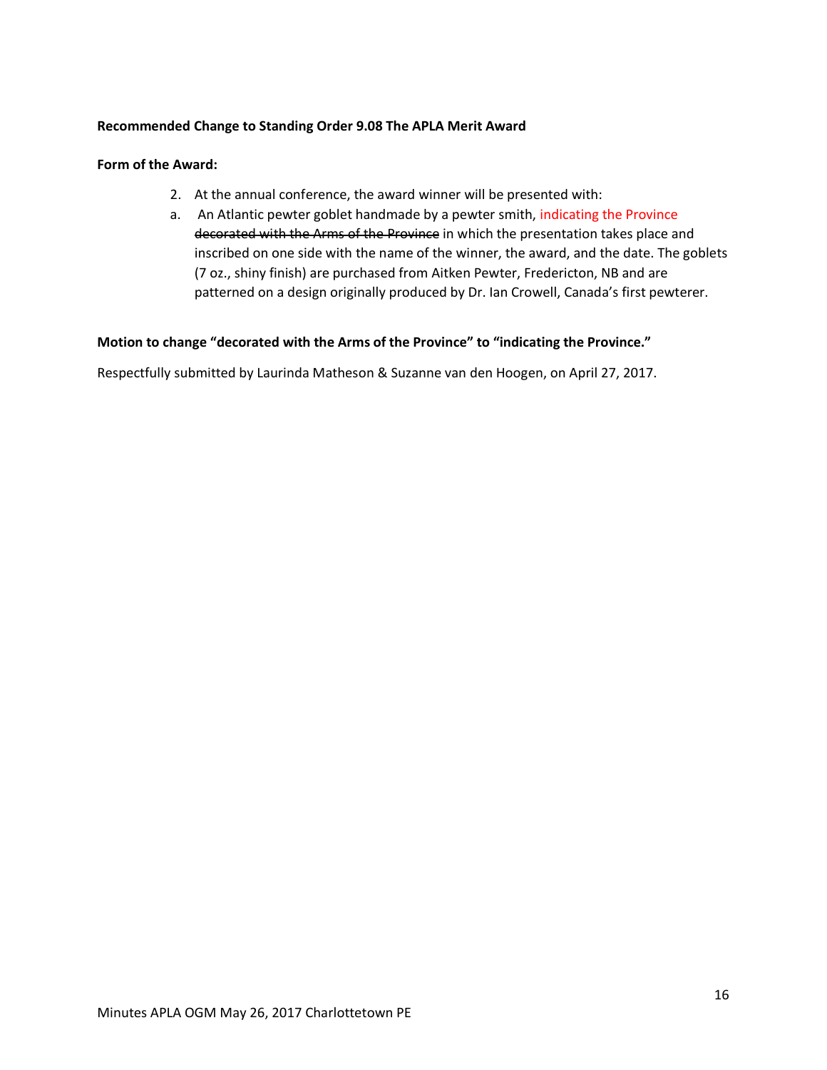**Recommended Change to Standing Order 9.08 The APLA Merit Award**

**Form of the Award:**

2. At the annual conference, the award winner will be presented with:

   a. An Atlantic pewter goblet handmade by a pewter smith, indicating the Province ~~decorated with the Arms of the Province~~ in which the presentation takes place and inscribed on one side with the name of the winner, the award, and the date. The goblets (7 oz., shiny finish) are purchased from Aitken Pewter, Fredericton, NB and are patterned on a design originally produced by Dr. Ian Crowell, Canada's first pewterer.

**Motion to change "decorated with the Arms of the Province" to "indicating the Province."**

Respectfully submitted by Laurinda Matheson & Suzanne van den Hoogen, on April 27, 2017.